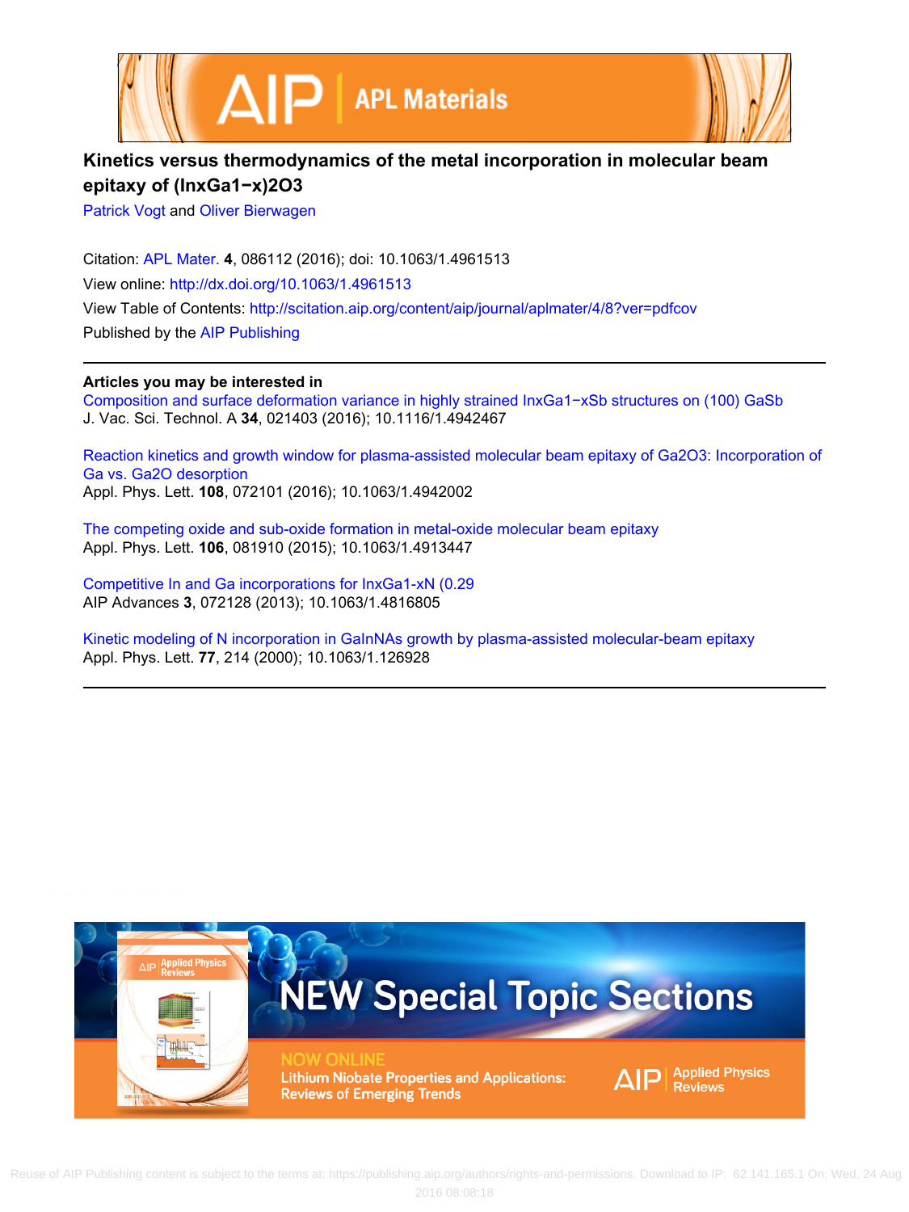# Kinetics versus thermodynamics of the metal incorporation in molecular beam epitaxy of $(In_xGa_{1-x})_2O_3$

Patrick Vogt and Oliver Bierwagen

Citation: APL Mater. **4**, 086112 (2016); doi: 10.1063/1.4961513

View online: http://dx.doi.org/10.1063/1.4961513

View Table of Contents: http://scitation.aip.org/content/aip/journal/aplmater/4/8?ver=pdfcov

Published by the AIP Publishing

---

**Articles you may be interested in**

Composition and surface deformation variance in highly strained $In_xGa_{1-x}Sb$ structures on (100) GaSb
J. Vac. Sci. Technol. A **34**, 021403 (2016); 10.1116/1.4942467

Reaction kinetics and growth window for plasma-assisted molecular beam epitaxy of $Ga_2O_3$: Incorporation of Ga vs. $Ga_2O$ desorption
Appl. Phys. Lett. **108**, 072101 (2016); 10.1063/1.4942002

The competing oxide and sub-oxide formation in metal-oxide molecular beam epitaxy
Appl. Phys. Lett. **106**, 081910 (2015); 10.1063/1.4913447

Competitive In and Ga incorporations for $In_xGa_{1-x}N$ (0.29
AIP Advances **3**, 072128 (2013); 10.1063/1.4816805

Kinetic modeling of N incorporation in GaInNAs growth by plasma-assisted molecular-beam epitaxy
Appl. Phys. Lett. **77**, 214 (2000); 10.1063/1.126928

---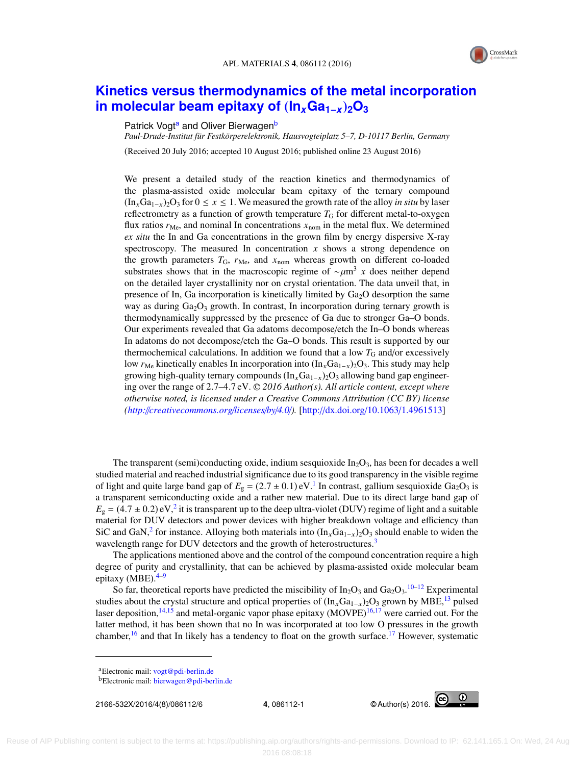# Kinetics versus thermodynamics of the metal incorporation in molecular beam epitaxy of $(In_xGa_{1-x})_2O_3$

Patrick Vogt[a] and Oliver Bierwagen[b]

*Paul-Drude-Institut für Festkörperelektronik, Hausvogteiplatz 5–7, D-10117 Berlin, Germany*

(Received 20 July 2016; accepted 10 August 2016; published online 23 August 2016)

We present a detailed study of the reaction kinetics and thermodynamics of the plasma-assisted oxide molecular beam epitaxy of the ternary compound $(In_xGa_{1-x})_2O_3$ for $0 \leq x \leq 1$. We measured the growth rate of the alloy *in situ* by laser reflectrometry as a function of growth temperature $T_G$ for different metal-to-oxygen flux ratios $r_{Me}$, and nominal In concentrations $x_{nom}$ in the metal flux. We determined *ex situ* the In and Ga concentrations in the grown film by energy dispersive X-ray spectroscopy. The measured In concentration $x$ shows a strong dependence on the growth parameters $T_G$, $r_{Me}$, and $x_{nom}$ whereas growth on different co-loaded substrates shows that in the macroscopic regime of $\sim\mu m^3$ $x$ does neither depend on the detailed layer crystallinity nor on crystal orientation. The data unveil that, in presence of In, Ga incorporation is kinetically limited by $Ga_2O$ desorption the same way as during $Ga_2O_3$ growth. In contrast, In incorporation during ternary growth is thermodynamically suppressed by the presence of Ga due to stronger Ga–O bonds. Our experiments revealed that Ga adatoms decompose/etch the In–O bonds whereas In adatoms do not decompose/etch the Ga–O bonds. This result is supported by our thermochemical calculations. In addition we found that a low $T_G$ and/or excessively low $r_{Me}$ kinetically enables In incorporation into $(In_xGa_{1-x})_2O_3$. This study may help growing high-quality ternary compounds $(In_xGa_{1-x})_2O_3$ allowing band gap engineering over the range of 2.7–4.7 eV. *© 2016 Author(s). All article content, except where otherwise noted, is licensed under a Creative Commons Attribution (CC BY) license (http://creativecommons.org/licenses/by/4.0/).* [http://dx.doi.org/10.1063/1.4961513]

The transparent (semi)conducting oxide, indium sesquioxide $In_2O_3$, has been for decades a well studied material and reached industrial significance due to its good transparency in the visible regime of light and quite large band gap of $E_g = (2.7 \pm 0.1)$ eV.[1] In contrast, gallium sesquioxide $Ga_2O_3$ is a transparent semiconducting oxide and a rather new material. Due to its direct large band gap of $E_g = (4.7 \pm 0.2)$ eV,[2] it is transparent up to the deep ultra-violet (DUV) regime of light and a suitable material for DUV detectors and power devices with higher breakdown voltage and efficiency than SiC and GaN,[2] for instance. Alloying both materials into $(In_xGa_{1-x})_2O_3$ should enable to widen the wavelength range for DUV detectors and the growth of heterostructures.[3]

The applications mentioned above and the control of the compound concentration require a high degree of purity and crystallinity, that can be achieved by plasma-assisted oxide molecular beam epitaxy (MBE).[4–9]

So far, theoretical reports have predicted the miscibility of $In_2O_3$ and $Ga_2O_3$.[10–12] Experimental studies about the crystal structure and optical properties of $(In_xGa_{1-x})_2O_3$ grown by MBE,[13] pulsed laser deposition,[14,15] and metal-organic vapor phase epitaxy (MOVPE)[16,17] were carried out. For the latter method, it has been shown that no In was incorporated at too low O pressures in the growth chamber,[16] and that In likely has a tendency to float on the growth surface.[17] However, systematic

[a]Electronic mail: vogt@pdi-berlin.de

[b]Electronic mail: bierwagen@pdi-berlin.de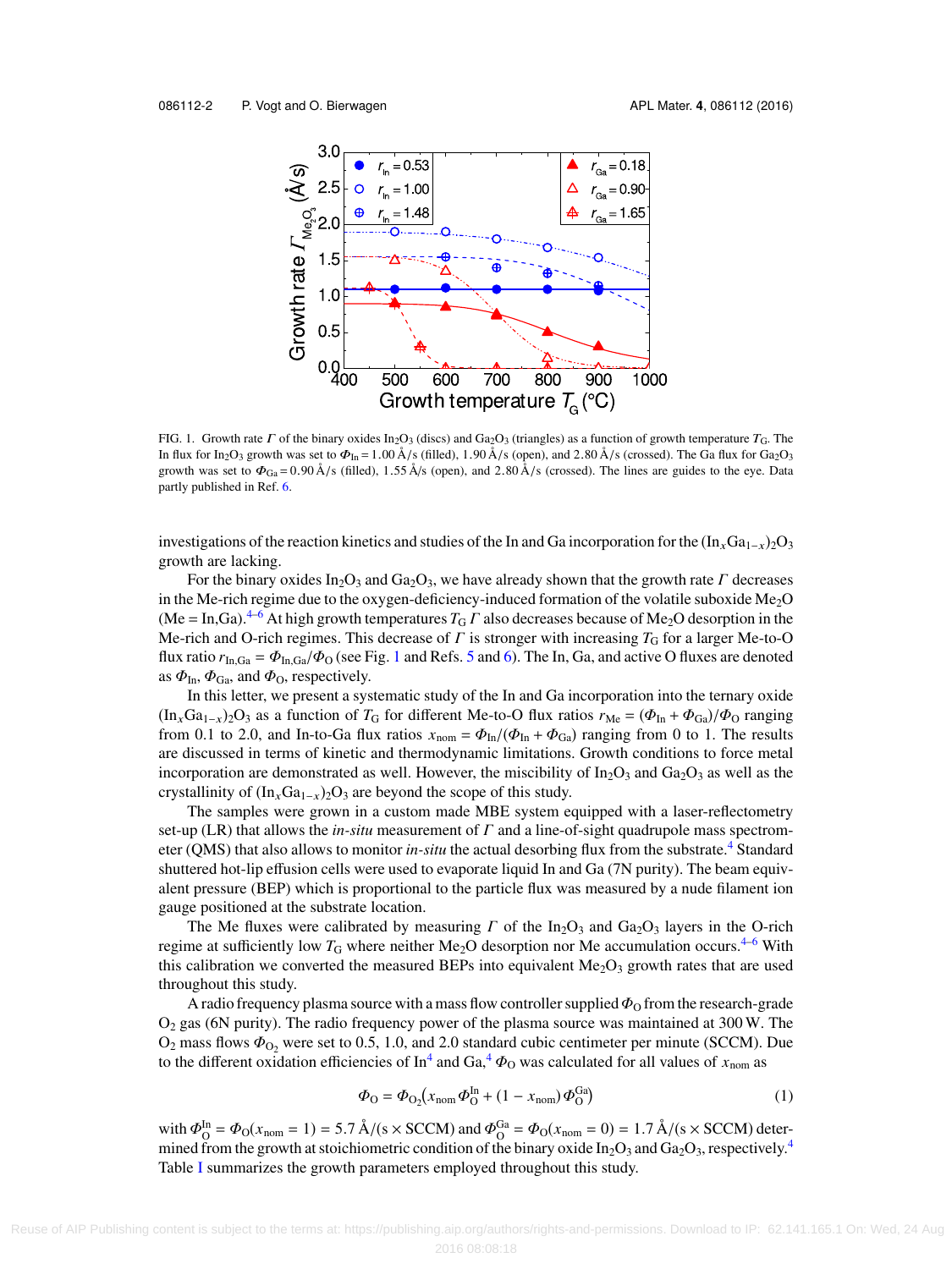FIG. 1. Growth rate $\Gamma$ of the binary oxides $In_2O_3$ (discs) and $Ga_2O_3$ (triangles) as a function of growth temperature $T_G$. The In flux for $In_2O_3$ growth was set to $\Phi_{In} = 1.00$ Å/s (filled), 1.90 Å/s (open), and 2.80 Å/s (crossed). The Ga flux for $Ga_2O_3$ growth was set to $\Phi_{Ga} = 0.90$ Å/s (filled), 1.55 Å/s (open), and 2.80 Å/s (crossed). The lines are guides to the eye. Data partly published in Ref. 6.

investigations of the reaction kinetics and studies of the In and Ga incorporation for the $(In_xGa_{1-x})_2O_3$ growth are lacking.

For the binary oxides $In_2O_3$ and $Ga_2O_3$, we have already shown that the growth rate $\Gamma$ decreases in the Me-rich regime due to the oxygen-deficiency-induced formation of the volatile suboxide $Me_2O$ (Me = In,Ga).[4–6] At high growth temperatures $T_G$ $\Gamma$ also decreases because of $Me_2O$ desorption in the Me-rich and O-rich regimes. This decrease of $\Gamma$ is stronger with increasing $T_G$ for a larger Me-to-O flux ratio $r_{In,Ga} = \Phi_{In,Ga}/\Phi_O$ (see Fig. 1 and Refs. 5 and 6). The In, Ga, and active O fluxes are denoted as $\Phi_{In}$, $\Phi_{Ga}$, and $\Phi_O$, respectively.

In this letter, we present a systematic study of the In and Ga incorporation into the ternary oxide $(In_xGa_{1-x})_2O_3$ as a function of $T_G$ for different Me-to-O flux ratios $r_{Me} = (\Phi_{In} + \Phi_{Ga})/\Phi_O$ ranging from 0.1 to 2.0, and In-to-Ga flux ratios $x_{nom} = \Phi_{In}/(\Phi_{In} + \Phi_{Ga})$ ranging from 0 to 1. The results are discussed in terms of kinetic and thermodynamic limitations. Growth conditions to force metal incorporation are demonstrated as well. However, the miscibility of $In_2O_3$ and $Ga_2O_3$ as well as the crystallinity of $(In_xGa_{1-x})_2O_3$ are beyond the scope of this study.

The samples were grown in a custom made MBE system equipped with a laser-reflectometry set-up (LR) that allows the *in-situ* measurement of $\Gamma$ and a line-of-sight quadrupole mass spectrometer (QMS) that also allows to monitor *in-situ* the actual desorbing flux from the substrate.[4] Standard shuttered hot-lip effusion cells were used to evaporate liquid In and Ga (7N purity). The beam equivalent pressure (BEP) which is proportional to the particle flux was measured by a nude filament ion gauge positioned at the substrate location.

The Me fluxes were calibrated by measuring $\Gamma$ of the $In_2O_3$ and $Ga_2O_3$ layers in the O-rich regime at sufficiently low $T_G$ where neither $Me_2O$ desorption nor Me accumulation occurs.[4–6] With this calibration we converted the measured BEPs into equivalent $Me_2O_3$ growth rates that are used throughout this study.

A radio frequency plasma source with a mass flow controller supplied $\Phi_O$ from the research-grade $O_2$ gas (6N purity). The radio frequency power of the plasma source was maintained at 300 W. The $O_2$ mass flows $\Phi_{O_2}$ were set to 0.5, 1.0, and 2.0 standard cubic centimeter per minute (SCCM). Due to the different oxidation efficiencies of In[4] and Ga,[4] $\Phi_O$ was calculated for all values of $x_{nom}$ as

$$\Phi_O = \Phi_{O_2}\left(x_{nom}\,\Phi_O^{In} + (1 - x_{nom})\,\Phi_O^{Ga}\right) \tag{1}$$

with $\Phi_O^{In} = \Phi_O(x_{nom} = 1) = 5.7$ Å/(s × SCCM) and $\Phi_O^{Ga} = \Phi_O(x_{nom} = 0) = 1.7$ Å/(s × SCCM) determined from the growth at stoichiometric condition of the binary oxide $In_2O_3$ and $Ga_2O_3$, respectively.[4] Table I summarizes the growth parameters employed throughout this study.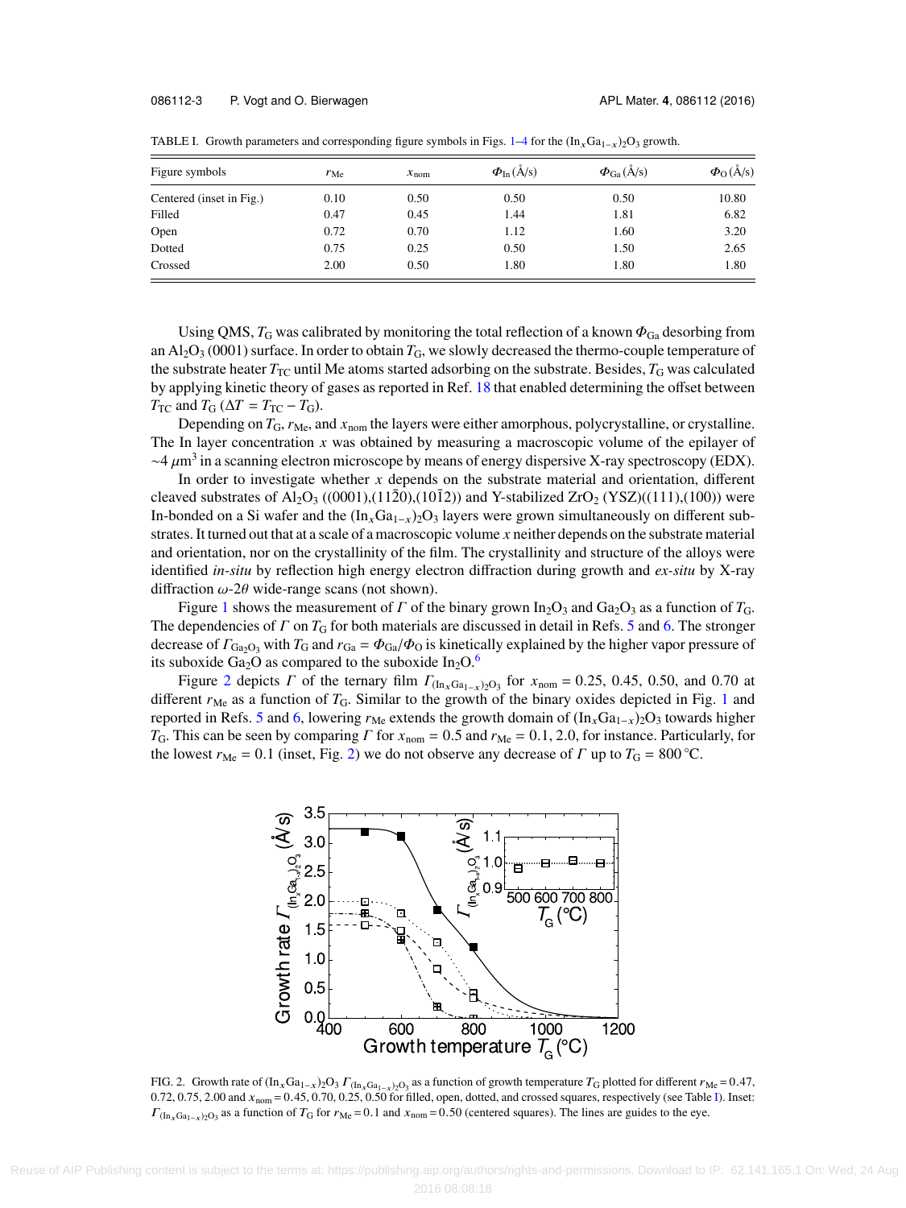TABLE I. Growth parameters and corresponding figure symbols in Figs. 1–4 for the $(In_xGa_{1-x})_2O_3$ growth.

| Figure symbols | $r_{Me}$ | $x_{nom}$ | $\Phi_{In}$ (Å/s) | $\Phi_{Ga}$ (Å/s) | $\Phi_O$ (Å/s) |
|---|---|---|---|---|---|
| Centered (inset in Fig.) | 0.10 | 0.50 | 0.50 | 0.50 | 10.80 |
| Filled | 0.47 | 0.45 | 1.44 | 1.81 | 6.82 |
| Open | 0.72 | 0.70 | 1.12 | 1.60 | 3.20 |
| Dotted | 0.75 | 0.25 | 0.50 | 1.50 | 2.65 |
| Crossed | 2.00 | 0.50 | 1.80 | 1.80 | 1.80 |

Using QMS, $T_G$ was calibrated by monitoring the total reflection of a known $\Phi_{Ga}$ desorbing from an $Al_2O_3$ (0001) surface. In order to obtain $T_G$, we slowly decreased the thermo-couple temperature of the substrate heater $T_{TC}$ until Me atoms started adsorbing on the substrate. Besides, $T_G$ was calculated by applying kinetic theory of gases as reported in Ref. 18 that enabled determining the offset between $T_{TC}$ and $T_G$ ($\Delta T = T_{TC} - T_G$).

Depending on $T_G$, $r_{Me}$, and $x_{nom}$ the layers were either amorphous, polycrystalline, or crystalline. The In layer concentration $x$ was obtained by measuring a macroscopic volume of the epilayer of $\sim 4\ \mu m^3$ in a scanning electron microscope by means of energy dispersive X-ray spectroscopy (EDX).

In order to investigate whether $x$ depends on the substrate material and orientation, different cleaved substrates of $Al_2O_3$ ((0001),(11$\bar{2}$0),(10$\bar{1}$2)) and Y-stabilized $ZrO_2$ (YSZ)((111),(100)) were In-bonded on a Si wafer and the $(In_xGa_{1-x})_2O_3$ layers were grown simultaneously on different substrates. It turned out that at a scale of a macroscopic volume $x$ neither depends on the substrate material and orientation, nor on the crystallinity of the film. The crystallinity and structure of the alloys were identified *in-situ* by reflection high energy electron diffraction during growth and *ex-situ* by X-ray diffraction $\omega$-$2\theta$ wide-range scans (not shown).

Figure 1 shows the measurement of $\Gamma$ of the binary grown $In_2O_3$ and $Ga_2O_3$ as a function of $T_G$. The dependencies of $\Gamma$ on $T_G$ for both materials are discussed in detail in Refs. 5 and 6. The stronger decrease of $\Gamma_{Ga_2O_3}$ with $T_G$ and $r_{Ga} = \Phi_{Ga}/\Phi_O$ is kinetically explained by the higher vapor pressure of its suboxide $Ga_2O$ as compared to the suboxide $In_2O$.[6]

Figure 2 depicts $\Gamma$ of the ternary film $\Gamma_{(In_xGa_{1-x})_2O_3}$ for $x_{nom}$ = 0.25, 0.45, 0.50, and 0.70 at different $r_{Me}$ as a function of $T_G$. Similar to the growth of the binary oxides depicted in Fig. 1 and reported in Refs. 5 and 6, lowering $r_{Me}$ extends the growth domain of $(In_xGa_{1-x})_2O_3$ towards higher $T_G$. This can be seen by comparing $\Gamma$ for $x_{nom}$ = 0.5 and $r_{Me}$ = 0.1, 2.0, for instance. Particularly, for the lowest $r_{Me}$ = 0.1 (inset, Fig. 2) we do not observe any decrease of $\Gamma$ up to $T_G$ = 800 °C.

FIG. 2. Growth rate of $(In_xGa_{1-x})_2O_3$ $\Gamma_{(In_xGa_{1-x})_2O_3}$ as a function of growth temperature $T_G$ plotted for different $r_{Me}$ = 0.47, 0.72, 0.75, 2.00 and $x_{nom}$ = 0.45, 0.70, 0.25, 0.50 for filled, open, dotted, and crossed squares, respectively (see Table I). Inset: $\Gamma_{(In_xGa_{1-x})_2O_3}$ as a function of $T_G$ for $r_{Me}$ = 0.1 and $x_{nom}$ = 0.50 (centered squares). The lines are guides to the eye.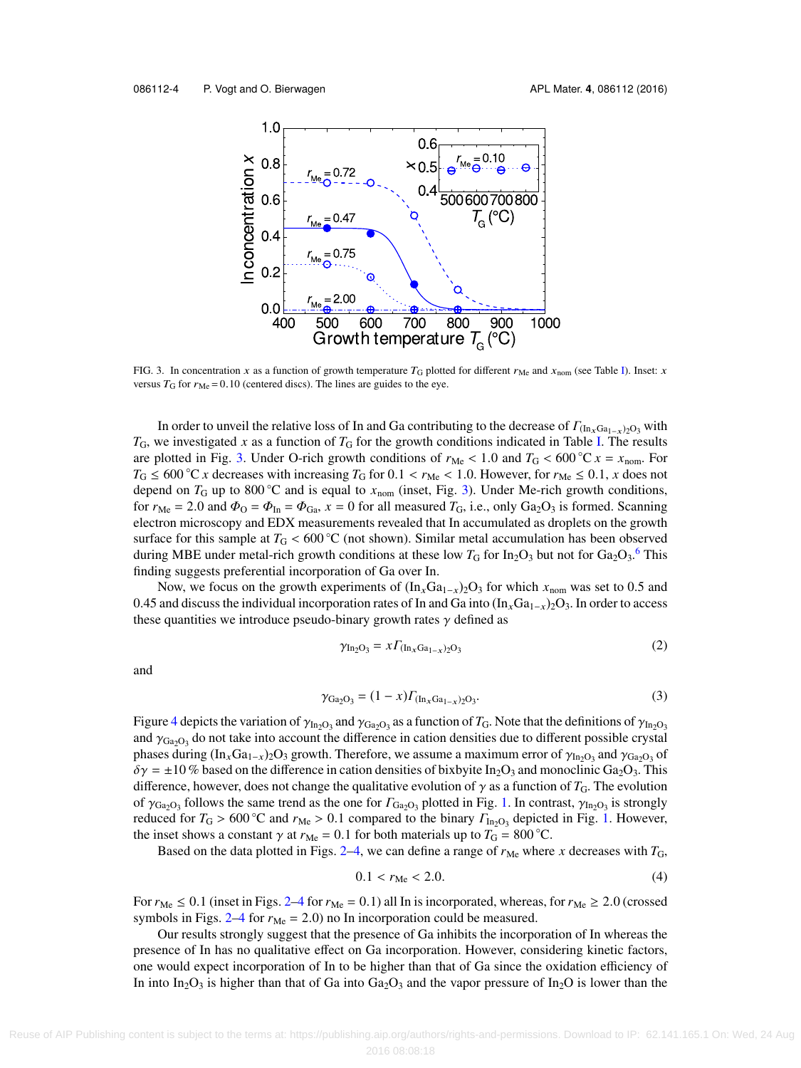FIG. 3. In concentration $x$ as a function of growth temperature $T_G$ plotted for different $r_{Me}$ and $x_{nom}$ (see Table I). Inset: $x$ versus $T_G$ for $r_{Me} = 0.10$ (centered discs). The lines are guides to the eye.

In order to unveil the relative loss of In and Ga contributing to the decrease of $\Gamma_{(In_xGa_{1-x})_2O_3}$ with $T_G$, we investigated $x$ as a function of $T_G$ for the growth conditions indicated in Table I. The results are plotted in Fig. 3. Under O-rich growth conditions of $r_{Me} < 1.0$ and $T_G < 600\,°C$ $x = x_{nom}$. For $T_G \leq 600\,°C$ $x$ decreases with increasing $T_G$ for $0.1 < r_{Me} < 1.0$. However, for $r_{Me} \leq 0.1$, $x$ does not depend on $T_G$ up to 800 °C and is equal to $x_{nom}$ (inset, Fig. 3). Under Me-rich growth conditions, for $r_{Me} = 2.0$ and $\Phi_O = \Phi_{In} = \Phi_{Ga}$, $x = 0$ for all measured $T_G$, i.e., only $Ga_2O_3$ is formed. Scanning electron microscopy and EDX measurements revealed that In accumulated as droplets on the growth surface for this sample at $T_G < 600\,°C$ (not shown). Similar metal accumulation has been observed during MBE under metal-rich growth conditions at these low $T_G$ for $In_2O_3$ but not for $Ga_2O_3$.[6] This finding suggests preferential incorporation of Ga over In.

Now, we focus on the growth experiments of $(In_xGa_{1-x})_2O_3$ for which $x_{nom}$ was set to 0.5 and 0.45 and discuss the individual incorporation rates of In and Ga into $(In_xGa_{1-x})_2O_3$. In order to access these quantities we introduce pseudo-binary growth rates $\gamma$ defined as

$$\gamma_{In_2O_3} = x\Gamma_{(In_xGa_{1-x})_2O_3} \tag{2}$$

and

$$\gamma_{Ga_2O_3} = (1-x)\Gamma_{(In_xGa_{1-x})_2O_3}. \tag{3}$$

Figure 4 depicts the variation of $\gamma_{In_2O_3}$ and $\gamma_{Ga_2O_3}$ as a function of $T_G$. Note that the definitions of $\gamma_{In_2O_3}$ and $\gamma_{Ga_2O_3}$ do not take into account the difference in cation densities due to different possible crystal phases during $(In_xGa_{1-x})_2O_3$ growth. Therefore, we assume a maximum error of $\gamma_{In_2O_3}$ and $\gamma_{Ga_2O_3}$ of $\delta\gamma = \pm 10\,\%$ based on the difference in cation densities of bixbyite $In_2O_3$ and monoclinic $Ga_2O_3$. This difference, however, does not change the qualitative evolution of $\gamma$ as a function of $T_G$. The evolution of $\gamma_{Ga_2O_3}$ follows the same trend as the one for $\Gamma_{Ga_2O_3}$ plotted in Fig. 1. In contrast, $\gamma_{In_2O_3}$ is strongly reduced for $T_G > 600\,°C$ and $r_{Me} > 0.1$ compared to the binary $\Gamma_{In_2O_3}$ depicted in Fig. 1. However, the inset shows a constant $\gamma$ at $r_{Me} = 0.1$ for both materials up to $T_G = 800\,°C$.

Based on the data plotted in Figs. 2–4, we can define a range of $r_{Me}$ where $x$ decreases with $T_G$,

$$0.1 < r_{Me} < 2.0. \tag{4}$$

For $r_{Me} \leq 0.1$ (inset in Figs. 2–4 for $r_{Me} = 0.1$) all In is incorporated, whereas, for $r_{Me} \geq 2.0$ (crossed symbols in Figs. 2–4 for $r_{Me} = 2.0$) no In incorporation could be measured.

Our results strongly suggest that the presence of Ga inhibits the incorporation of In whereas the presence of In has no qualitative effect on Ga incorporation. However, considering kinetic factors, one would expect incorporation of In to be higher than that of Ga since the oxidation efficiency of In into $In_2O_3$ is higher than that of Ga into $Ga_2O_3$ and the vapor pressure of $In_2O$ is lower than the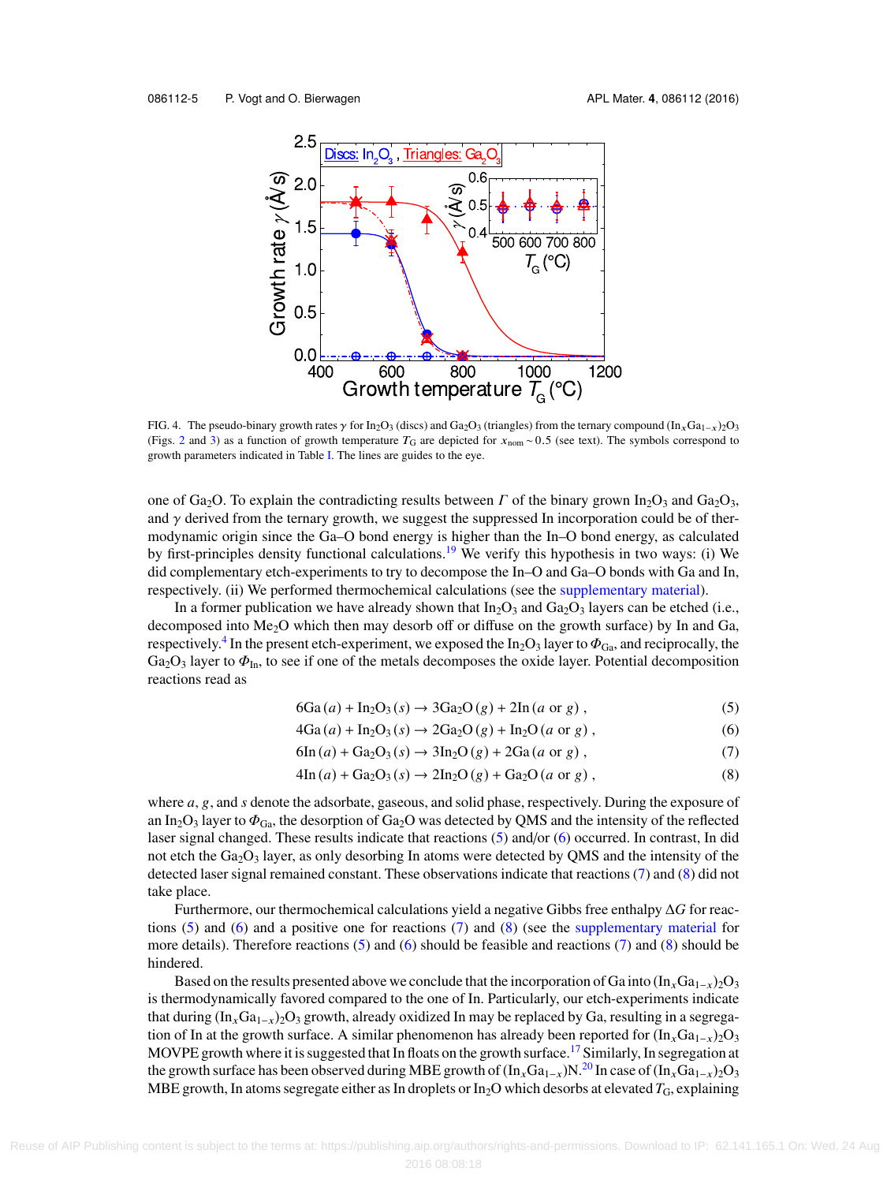FIG. 4. The pseudo-binary growth rates $\gamma$ for $In_2O_3$ (discs) and $Ga_2O_3$ (triangles) from the ternary compound $(In_xGa_{1-x})_2O_3$ (Figs. 2 and 3) as a function of growth temperature $T_G$ are depicted for $x_{nom} \sim 0.5$ (see text). The symbols correspond to growth parameters indicated in Table I. The lines are guides to the eye.

one of $Ga_2O$. To explain the contradicting results between $\Gamma$ of the binary grown $In_2O_3$ and $Ga_2O_3$, and $\gamma$ derived from the ternary growth, we suggest the suppressed In incorporation could be of thermodynamic origin since the Ga–O bond energy is higher than the In–O bond energy, as calculated by first-principles density functional calculations.[19] We verify this hypothesis in two ways: (i) We did complementary etch-experiments to try to decompose the In–O and Ga–O bonds with Ga and In, respectively. (ii) We performed thermochemical calculations (see the supplementary material).

In a former publication we have already shown that $In_2O_3$ and $Ga_2O_3$ layers can be etched (i.e., decomposed into $Me_2O$ which then may desorb off or diffuse on the growth surface) by In and Ga, respectively.[4] In the present etch-experiment, we exposed the $In_2O_3$ layer to $\Phi_{Ga}$, and reciprocally, the $Ga_2O_3$ layer to $\Phi_{In}$, to see if one of the metals decomposes the oxide layer. Potential decomposition reactions read as

$$6\text{Ga}\,(a) + \text{In}_2\text{O}_3\,(s) \rightarrow 3\text{Ga}_2\text{O}\,(g) + 2\text{In}\,(a \text{ or } g)\,, \tag{5}$$

$$4\text{Ga}\,(a) + \text{In}_2\text{O}_3\,(s) \rightarrow 2\text{Ga}_2\text{O}\,(g) + \text{In}_2\text{O}\,(a \text{ or } g)\,, \tag{6}$$

$$6\text{In}\,(a) + \text{Ga}_2\text{O}_3\,(s) \rightarrow 3\text{In}_2\text{O}\,(g) + 2\text{Ga}\,(a \text{ or } g)\,, \tag{7}$$

$$4\text{In}\,(a) + \text{Ga}_2\text{O}_3\,(s) \rightarrow 2\text{In}_2\text{O}\,(g) + \text{Ga}_2\text{O}\,(a \text{ or } g)\,, \tag{8}$$

where $a$, $g$, and $s$ denote the adsorbate, gaseous, and solid phase, respectively. During the exposure of an $In_2O_3$ layer to $\Phi_{Ga}$, the desorption of $Ga_2O$ was detected by QMS and the intensity of the reflected laser signal changed. These results indicate that reactions (5) and/or (6) occurred. In contrast, In did not etch the $Ga_2O_3$ layer, as only desorbing In atoms were detected by QMS and the intensity of the detected laser signal remained constant. These observations indicate that reactions (7) and (8) did not take place.

Furthermore, our thermochemical calculations yield a negative Gibbs free enthalpy $\Delta G$ for reactions (5) and (6) and a positive one for reactions (7) and (8) (see the supplementary material for more details). Therefore reactions (5) and (6) should be feasible and reactions (7) and (8) should be hindered.

Based on the results presented above we conclude that the incorporation of Ga into $(In_xGa_{1-x})_2O_3$ is thermodynamically favored compared to the one of In. Particularly, our etch-experiments indicate that during $(In_xGa_{1-x})_2O_3$ growth, already oxidized In may be replaced by Ga, resulting in a segregation of In at the growth surface. A similar phenomenon has already been reported for $(In_xGa_{1-x})_2O_3$ MOVPE growth where it is suggested that In floats on the growth surface.[17] Similarly, In segregation at the growth surface has been observed during MBE growth of $(In_xGa_{1-x})N$.[20] In case of $(In_xGa_{1-x})_2O_3$ MBE growth, In atoms segregate either as In droplets or $In_2O$ which desorbs at elevated $T_G$, explaining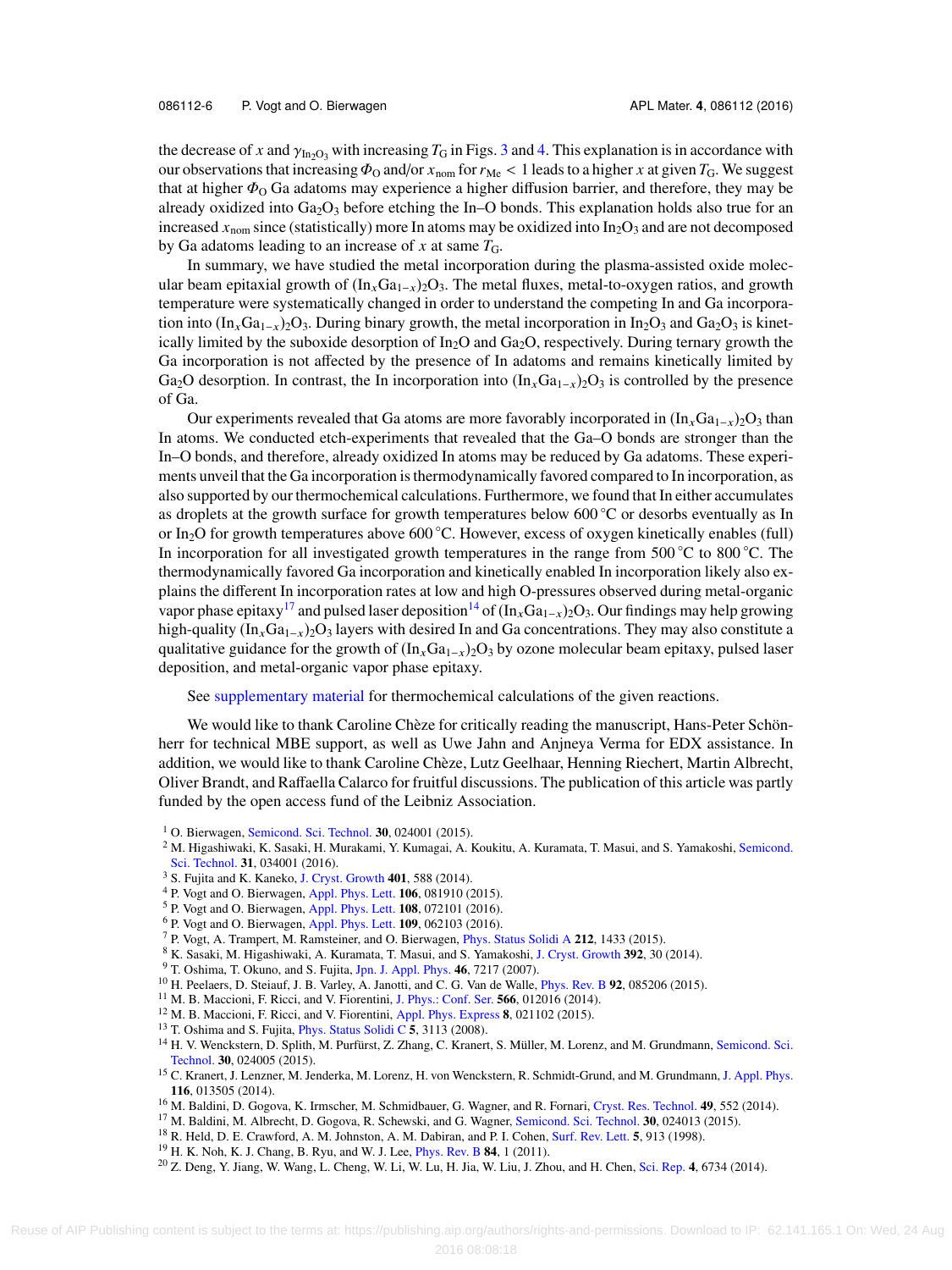the decrease of $x$ and $\gamma_{In_2O_3}$ with increasing $T_G$ in Figs. 3 and 4. This explanation is in accordance with our observations that increasing $\Phi_O$ and/or $x_{nom}$ for $r_{Me} < 1$ leads to a higher $x$ at given $T_G$. We suggest that at higher $\Phi_O$ Ga adatoms may experience a higher diffusion barrier, and therefore, they may be already oxidized into $Ga_2O_3$ before etching the In–O bonds. This explanation holds also true for an increased $x_{nom}$ since (statistically) more In atoms may be oxidized into $In_2O_3$ and are not decomposed by Ga adatoms leading to an increase of $x$ at same $T_G$.

In summary, we have studied the metal incorporation during the plasma-assisted oxide molecular beam epitaxial growth of $(In_xGa_{1-x})_2O_3$. The metal fluxes, metal-to-oxygen ratios, and growth temperature were systematically changed in order to understand the competing In and Ga incorporation into $(In_xGa_{1-x})_2O_3$. During binary growth, the metal incorporation in $In_2O_3$ and $Ga_2O_3$ is kinetically limited by the suboxide desorption of $In_2O$ and $Ga_2O$, respectively. During ternary growth the Ga incorporation is not affected by the presence of In adatoms and remains kinetically limited by $Ga_2O$ desorption. In contrast, the In incorporation into $(In_xGa_{1-x})_2O_3$ is controlled by the presence of Ga.

Our experiments revealed that Ga atoms are more favorably incorporated in $(In_xGa_{1-x})_2O_3$ than In atoms. We conducted etch-experiments that revealed that the Ga–O bonds are stronger than the In–O bonds, and therefore, already oxidized In atoms may be reduced by Ga adatoms. These experiments unveil that the Ga incorporation is thermodynamically favored compared to In incorporation, as also supported by our thermochemical calculations. Furthermore, we found that In either accumulates as droplets at the growth surface for growth temperatures below 600 °C or desorbs eventually as In or $In_2O$ for growth temperatures above 600 °C. However, excess of oxygen kinetically enables (full) In incorporation for all investigated growth temperatures in the range from 500 °C to 800 °C. The thermodynamically favored Ga incorporation and kinetically enabled In incorporation likely also explains the different In incorporation rates at low and high O-pressures observed during metal-organic vapor phase epitaxy[17] and pulsed laser deposition[14] of $(In_xGa_{1-x})_2O_3$. Our findings may help growing high-quality $(In_xGa_{1-x})_2O_3$ layers with desired In and Ga concentrations. They may also constitute a qualitative guidance for the growth of $(In_xGa_{1-x})_2O_3$ by ozone molecular beam epitaxy, pulsed laser deposition, and metal-organic vapor phase epitaxy.

See supplementary material for thermochemical calculations of the given reactions.

We would like to thank Caroline Chèze for critically reading the manuscript, Hans-Peter Schönherr for technical MBE support, as well as Uwe Jahn and Anjneya Verma for EDX assistance. In addition, we would like to thank Caroline Chèze, Lutz Geelhaar, Henning Riechert, Martin Albrecht, Oliver Brandt, and Raffaella Calarco for fruitful discussions. The publication of this article was partly funded by the open access fund of the Leibniz Association.

[1] O. Bierwagen, Semicond. Sci. Technol. **30**, 024001 (2015).
[2] M. Higashiwaki, K. Sasaki, H. Murakami, Y. Kumagai, A. Koukitu, A. Kuramata, T. Masui, and S. Yamakoshi, Semicond. Sci. Technol. **31**, 034001 (2016).
[3] S. Fujita and K. Kaneko, J. Cryst. Growth **401**, 588 (2014).
[4] P. Vogt and O. Bierwagen, Appl. Phys. Lett. **106**, 081910 (2015).
[5] P. Vogt and O. Bierwagen, Appl. Phys. Lett. **108**, 072101 (2016).
[6] P. Vogt and O. Bierwagen, Appl. Phys. Lett. **109**, 062103 (2016).
[7] P. Vogt, A. Trampert, M. Ramsteiner, and O. Bierwagen, Phys. Status Solidi A **212**, 1433 (2015).
[8] K. Sasaki, M. Higashiwaki, A. Kuramata, T. Masui, and S. Yamakoshi, J. Cryst. Growth **392**, 30 (2014).
[9] T. Oshima, T. Okuno, and S. Fujita, Jpn. J. Appl. Phys. **46**, 7217 (2007).
[10] H. Peelaers, D. Steiauf, J. B. Varley, A. Janotti, and C. G. Van de Walle, Phys. Rev. B **92**, 085206 (2015).
[11] M. B. Maccioni, F. Ricci, and V. Fiorentini, J. Phys.: Conf. Ser. **566**, 012016 (2014).
[12] M. B. Maccioni, F. Ricci, and V. Fiorentini, Appl. Phys. Express **8**, 021102 (2015).
[13] T. Oshima and S. Fujita, Phys. Status Solidi C **5**, 3113 (2008).
[14] H. V. Wenckstern, D. Splith, M. Purfürst, Z. Zhang, C. Kranert, S. Müller, M. Lorenz, and M. Grundmann, Semicond. Sci. Technol. **30**, 024005 (2015).
[15] C. Kranert, J. Lenzner, M. Jenderka, M. Lorenz, H. von Wenckstern, R. Schmidt-Grund, and M. Grundmann, J. Appl. Phys. **116**, 013505 (2014).
[16] M. Baldini, D. Gogova, K. Irmscher, M. Schmidbauer, G. Wagner, and R. Fornari, Cryst. Res. Technol. **49**, 552 (2014).
[17] M. Baldini, M. Albrecht, D. Gogova, R. Schewski, and G. Wagner, Semicond. Sci. Technol. **30**, 024013 (2015).
[18] R. Held, D. E. Crawford, A. M. Johnston, A. M. Dabiran, and P. I. Cohen, Surf. Rev. Lett. **5**, 913 (1998).
[19] H. K. Noh, K. J. Chang, B. Ryu, and W. J. Lee, Phys. Rev. B **84**, 1 (2011).
[20] Z. Deng, Y. Jiang, W. Wang, L. Cheng, W. Li, W. Lu, H. Jia, W. Liu, J. Zhou, and H. Chen, Sci. Rep. **4**, 6734 (2014).